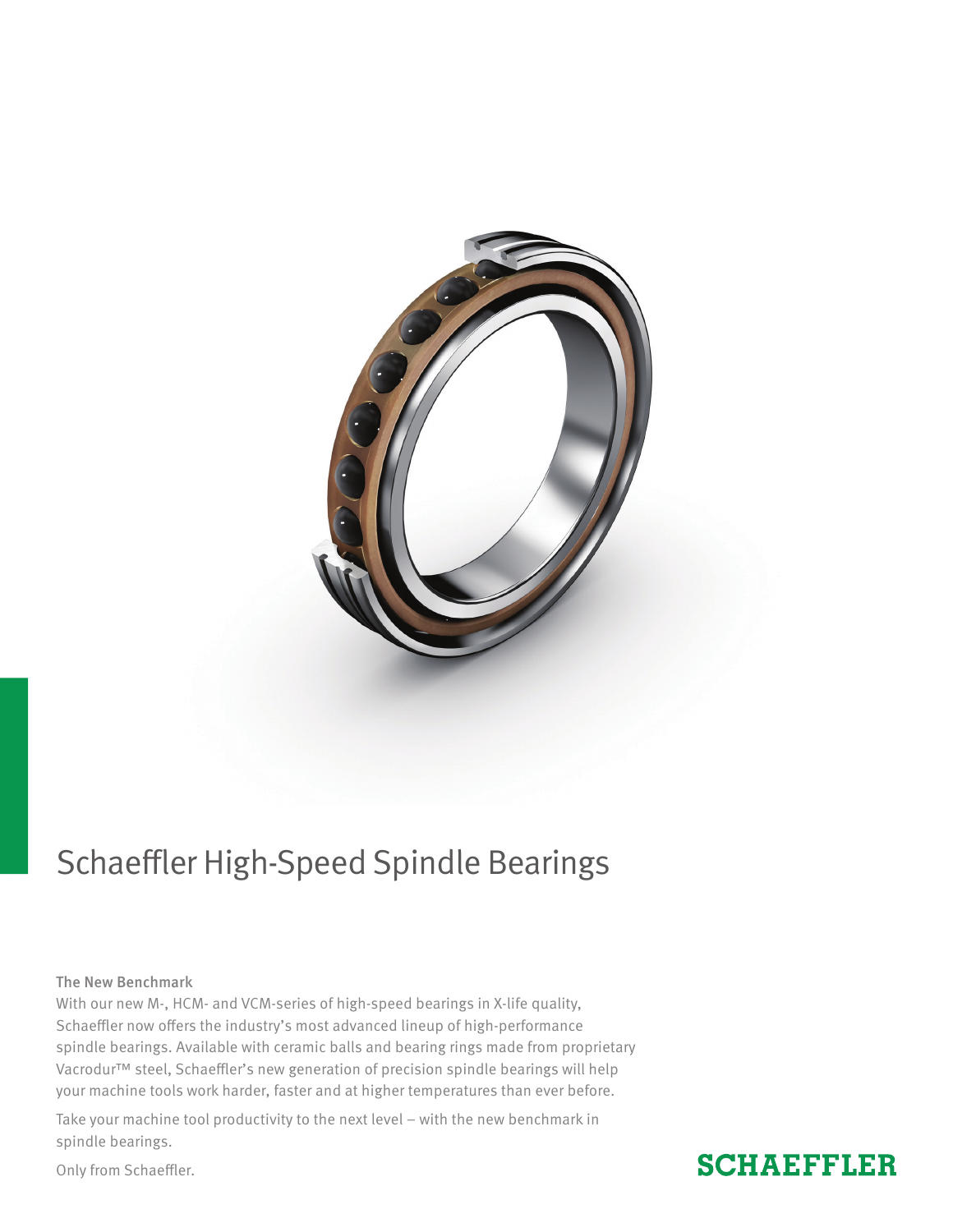# Schaeffler High-Speed Spindle Bearings

## The New Benchmark

With our new M-, HCM- and VCM-series of high-speed bearings in X-life quality, Schaeffler now offers the industry's most advanced lineup of high-performance spindle bearings. Available with ceramic balls and bearing rings made from proprietary Vacrodur™ steel, Schaeffler's new generation of precision spindle bearings will help your machine tools work harder, faster and at higher temperatures than ever before.

Take your machine tool productivity to the next level – with the new benchmark in spindle bearings.

Only from Schaeffler.

**SCHAEFFLER**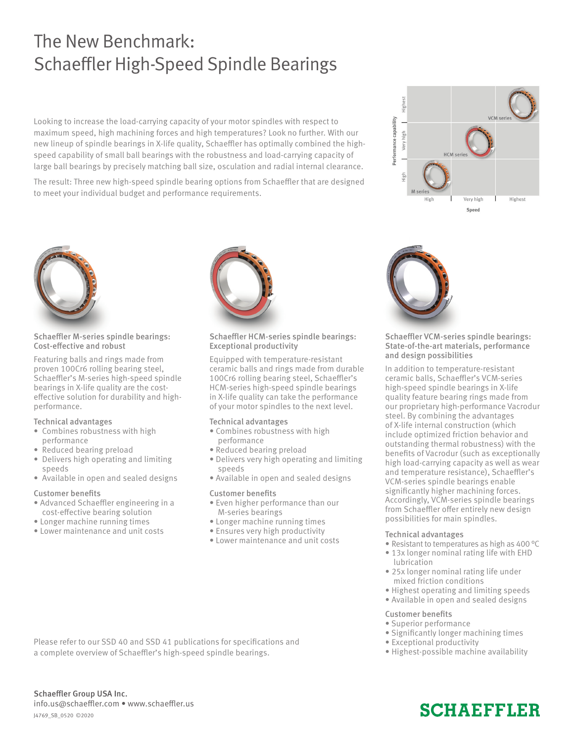# The New Benchmark: Schaeffler High-Speed Spindle Bearings

Looking to increase the load-carrying capacity of your motor spindles with respect to maximum speed, high machining forces and high temperatures? Look no further. With our new lineup of spindle bearings in X-life quality, Schaeffler has optimally combined the high-speed capability of small ball bearings with the robustness and load-carrying capacity of large ball bearings by precisely matching ball size, osculation and radial internal clearance.

The result: Three new high-speed spindle bearing options from Schaeffler that are designed to meet your individual budget and performance requirements.

Performance capability
Highest
Very high
High
VCM series
HCM series
M series
High
Very high
Highest
Speed

### Schaeffler M-series spindle bearings: Cost-effective and robust

Featuring balls and rings made from proven 100Cr6 rolling bearing steel, Schaeffler's M-series high-speed spindle bearings in X-life quality are the cost-effective solution for durability and high-performance.

**Technical advantages**

- Combines robustness with high performance
- Reduced bearing preload
- Delivers high operating and limiting speeds
- Available in open and sealed designs

**Customer benefits**

- Advanced Schaeffler engineering in a cost-effective bearing solution
- Longer machine running times
- Lower maintenance and unit costs

### Schaeffler HCM-series spindle bearings: Exceptional productivity

Equipped with temperature-resistant ceramic balls and rings made from durable 100Cr6 rolling bearing steel, Schaeffler's HCM-series high-speed spindle bearings in X-life quality can take the performance of your motor spindles to the next level.

**Technical advantages**

- Combines robustness with high performance
- Reduced bearing preload
- Delivers very high operating and limiting speeds
- Available in open and sealed designs

**Customer benefits**

- Even higher performance than our M-series bearings
- Longer machine running times
- Ensures very high productivity
- Lower maintenance and unit costs

### Schaeffler VCM-series spindle bearings: State-of-the-art materials, performance and design possibilities

In addition to temperature-resistant ceramic balls, Schaeffler's VCM-series high-speed spindle bearings in X-life quality feature bearing rings made from our proprietary high-performance Vacrodur steel. By combining the advantages of X-life internal construction (which include optimized friction behavior and outstanding thermal robustness) with the benefits of Vacrodur (such as exceptionally high load-carrying capacity as well as wear and temperature resistance), Schaeffler's VCM-series spindle bearings enable significantly higher machining forces. Accordingly, VCM-series spindle bearings from Schaeffler offer entirely new design possibilities for main spindles.

**Technical advantages**

- Resistant to temperatures as high as 400 °C
- 13x longer nominal rating life with EHD lubrication
- 25x longer nominal rating life under mixed friction conditions
- Highest operating and limiting speeds
- Available in open and sealed designs

**Customer benefits**

- Superior performance
- Significantly longer machining times
- Exceptional productivity
- Highest-possible machine availability

Please refer to our SSD 40 and SSD 41 publications for specifications and a complete overview of Schaeffler's high-speed spindle bearings.

**Schaeffler Group USA Inc.**
info.us@schaeffler.com • www.schaeffler.us
J4769_SB_0520 ©2020

SCHAEFFLER